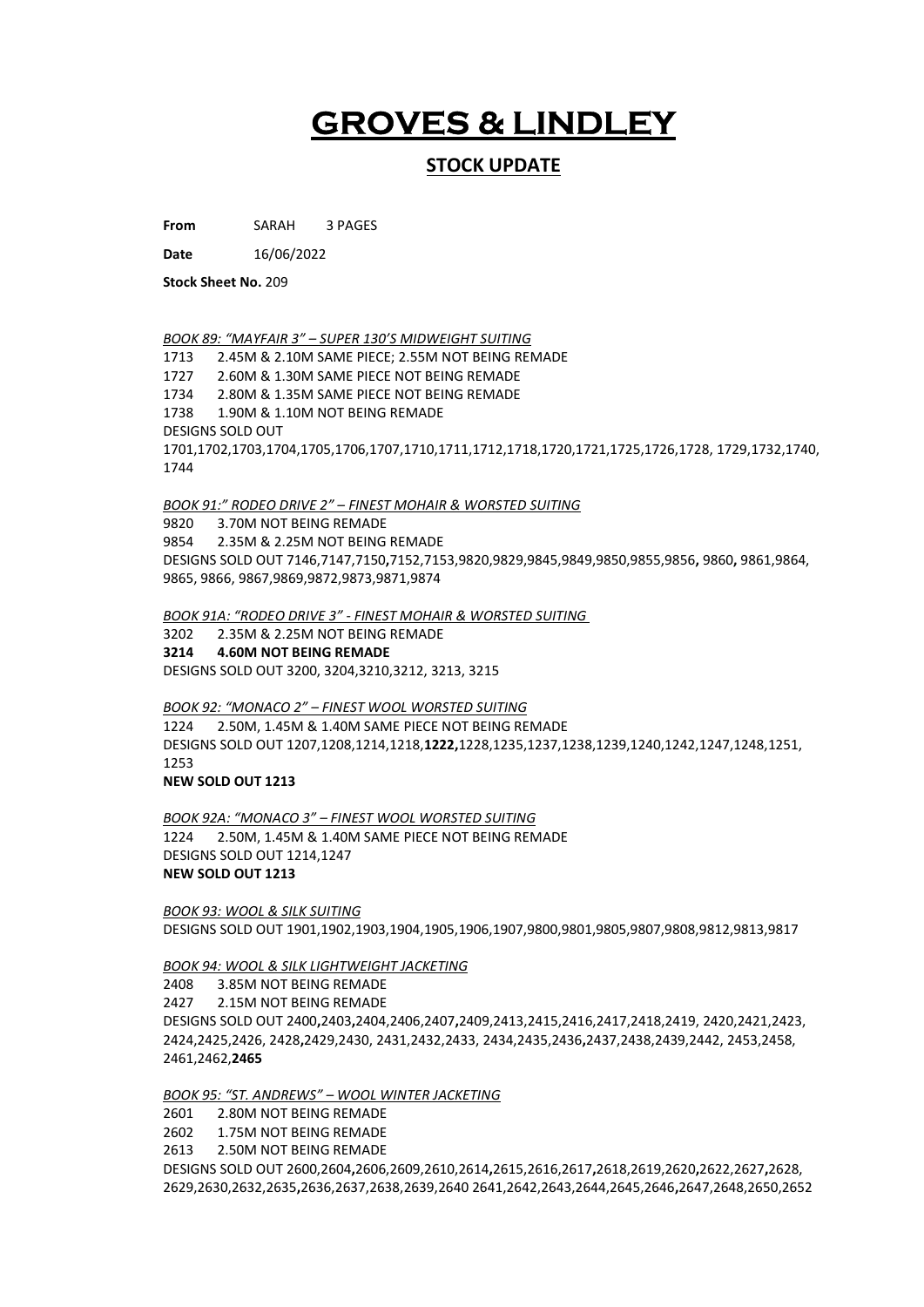# GROVES & LINDLEY

## STOCK UPDATE

**From** SARAH 3 PAGES

**Date** 16/06/2022

**Stock Sheet No.** 209

*BOOK 89: "MAYFAIR 3" – SUPER 130'S MIDWEIGHT SUITING*

1713 2.45M & 2.10M SAME PIECE; 2.55M NOT BEING REMADE
1727 2.60M & 1.30M SAME PIECE NOT BEING REMADE
1734 2.80M & 1.35M SAME PIECE NOT BEING REMADE
1738 1.90M & 1.10M NOT BEING REMADE
DESIGNS SOLD OUT
1701,1702,1703,1704,1705,1706,1707,1710,1711,1712,1718,1720,1721,1725,1726,1728, 1729,1732,1740, 1744

*BOOK 91:" RODEO DRIVE 2" – FINEST MOHAIR & WORSTED SUITING*

9820 3.70M NOT BEING REMADE
9854 2.35M & 2.25M NOT BEING REMADE
DESIGNS SOLD OUT 7146,7147,7150**,**7152,7153,9820,9829,9845,9849,9850,9855,9856**,** 9860**,** 9861,9864, 9865, 9866, 9867,9869,9872,9873,9871,9874

*BOOK 91A: "RODEO DRIVE 3" - FINEST MOHAIR & WORSTED SUITING*

3202 2.35M & 2.25M NOT BEING REMADE
**3214 4.60M NOT BEING REMADE**
DESIGNS SOLD OUT 3200, 3204,3210,3212, 3213, 3215

*BOOK 92: "MONACO 2" – FINEST WOOL WORSTED SUITING*

1224 2.50M, 1.45M & 1.40M SAME PIECE NOT BEING REMADE
DESIGNS SOLD OUT 1207,1208,1214,1218,**1222,**1228,1235,1237,1238,1239,1240,1242,1247,1248,1251, 1253
**NEW SOLD OUT 1213**

*BOOK 92A: "MONACO 3" – FINEST WOOL WORSTED SUITING*

1224 2.50M, 1.45M & 1.40M SAME PIECE NOT BEING REMADE
DESIGNS SOLD OUT 1214,1247
**NEW SOLD OUT 1213**

*BOOK 93: WOOL & SILK SUITING*

DESIGNS SOLD OUT 1901,1902,1903,1904,1905,1906,1907,9800,9801,9805,9807,9808,9812,9813,9817

*BOOK 94: WOOL & SILK LIGHTWEIGHT JACKETING*

2408 3.85M NOT BEING REMADE
2427 2.15M NOT BEING REMADE
DESIGNS SOLD OUT 2400**,**2403**,**2404,2406,2407**,**2409,2413,2415,2416,2417,2418,2419, 2420,2421,2423, 2424,2425,2426, 2428**,**2429,2430, 2431,2432,2433, 2434,2435,2436**,**2437,2438,2439,2442, 2453,2458, 2461,2462,**2465**

*BOOK 95: "ST. ANDREWS" – WOOL WINTER JACKETING*

2601 2.80M NOT BEING REMADE
2602 1.75M NOT BEING REMADE
2613 2.50M NOT BEING REMADE
DESIGNS SOLD OUT 2600,2604**,**2606,2609,2610,2614**,**2615,2616,2617**,**2618,2619,2620**,**2622,2627**,**2628, 2629,2630,2632,2635**,**2636,2637,2638,2639,2640 2641,2642,2643,2644,2645,2646**,**2647,2648,2650,2652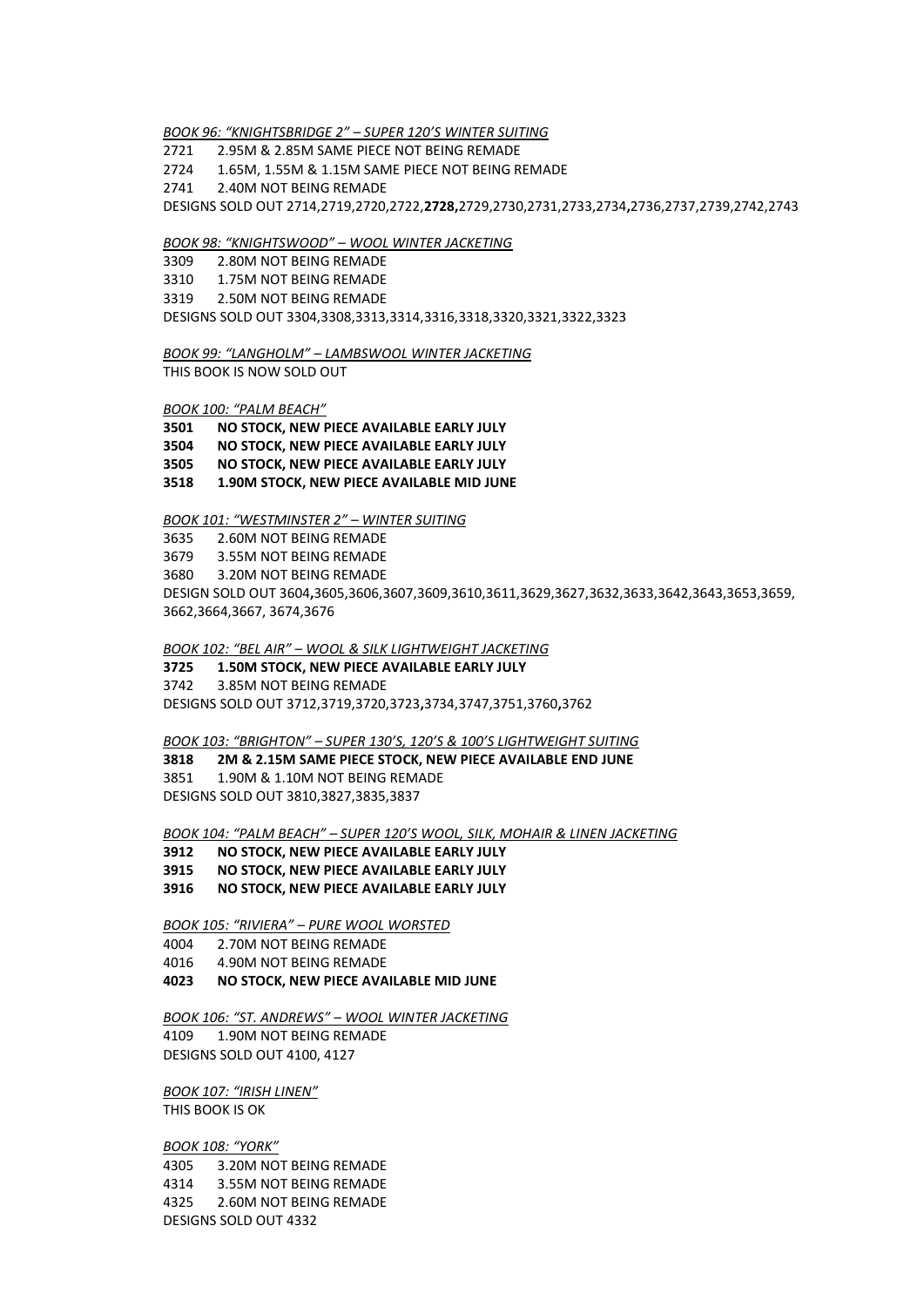*BOOK 96: "KNIGHTSBRIDGE 2" – SUPER 120'S WINTER SUITING*

2721 2.95M & 2.85M SAME PIECE NOT BEING REMADE

2724 1.65M, 1.55M & 1.15M SAME PIECE NOT BEING REMADE

2741 2.40M NOT BEING REMADE

DESIGNS SOLD OUT 2714,2719,2720,2722,**2728,**2729,2730,2731,2733,2734**,**2736,2737,2739,2742,2743

*BOOK 98: "KNIGHTSWOOD" – WOOL WINTER JACKETING*

3309 2.80M NOT BEING REMADE

3310 1.75M NOT BEING REMADE

3319 2.50M NOT BEING REMADE

DESIGNS SOLD OUT 3304,3308,3313,3314,3316,3318,3320,3321,3322,3323

*BOOK 99: "LANGHOLM" – LAMBSWOOL WINTER JACKETING*

THIS BOOK IS NOW SOLD OUT

*BOOK 100: "PALM BEACH"*

**3501 NO STOCK, NEW PIECE AVAILABLE EARLY JULY**

**3504 NO STOCK, NEW PIECE AVAILABLE EARLY JULY**

**3505 NO STOCK, NEW PIECE AVAILABLE EARLY JULY**

**3518 1.90M STOCK, NEW PIECE AVAILABLE MID JUNE**

*BOOK 101: "WESTMINSTER 2" – WINTER SUITING*

3635 2.60M NOT BEING REMADE

3679 3.55M NOT BEING REMADE

3680 3.20M NOT BEING REMADE

DESIGN SOLD OUT 3604**,**3605,3606,3607,3609,3610,3611,3629,3627,3632,3633,3642,3643,3653,3659, 3662,3664,3667, 3674,3676

*BOOK 102: "BEL AIR" – WOOL & SILK LIGHTWEIGHT JACKETING*

**3725 1.50M STOCK, NEW PIECE AVAILABLE EARLY JULY**

3742 3.85M NOT BEING REMADE

DESIGNS SOLD OUT 3712,3719,3720,3723**,**3734,3747,3751,3760**,**3762

*BOOK 103: "BRIGHTON" – SUPER 130'S, 120'S & 100'S LIGHTWEIGHT SUITING*

**3818 2M & 2.15M SAME PIECE STOCK, NEW PIECE AVAILABLE END JUNE**

3851 1.90M & 1.10M NOT BEING REMADE

DESIGNS SOLD OUT 3810,3827,3835,3837

*BOOK 104: "PALM BEACH" – SUPER 120'S WOOL, SILK, MOHAIR & LINEN JACKETING*

**3912 NO STOCK, NEW PIECE AVAILABLE EARLY JULY**

**3915 NO STOCK, NEW PIECE AVAILABLE EARLY JULY**

**3916 NO STOCK, NEW PIECE AVAILABLE EARLY JULY**

*BOOK 105: "RIVIERA" – PURE WOOL WORSTED*

4004 2.70M NOT BEING REMADE

4016 4.90M NOT BEING REMADE

**4023 NO STOCK, NEW PIECE AVAILABLE MID JUNE**

*BOOK 106: "ST. ANDREWS" – WOOL WINTER JACKETING*

4109 1.90M NOT BEING REMADE

DESIGNS SOLD OUT 4100, 4127

*BOOK 107: "IRISH LINEN"*

THIS BOOK IS OK

*BOOK 108: "YORK"*

4305 3.20M NOT BEING REMADE

4314 3.55M NOT BEING REMADE

4325 2.60M NOT BEING REMADE

DESIGNS SOLD OUT 4332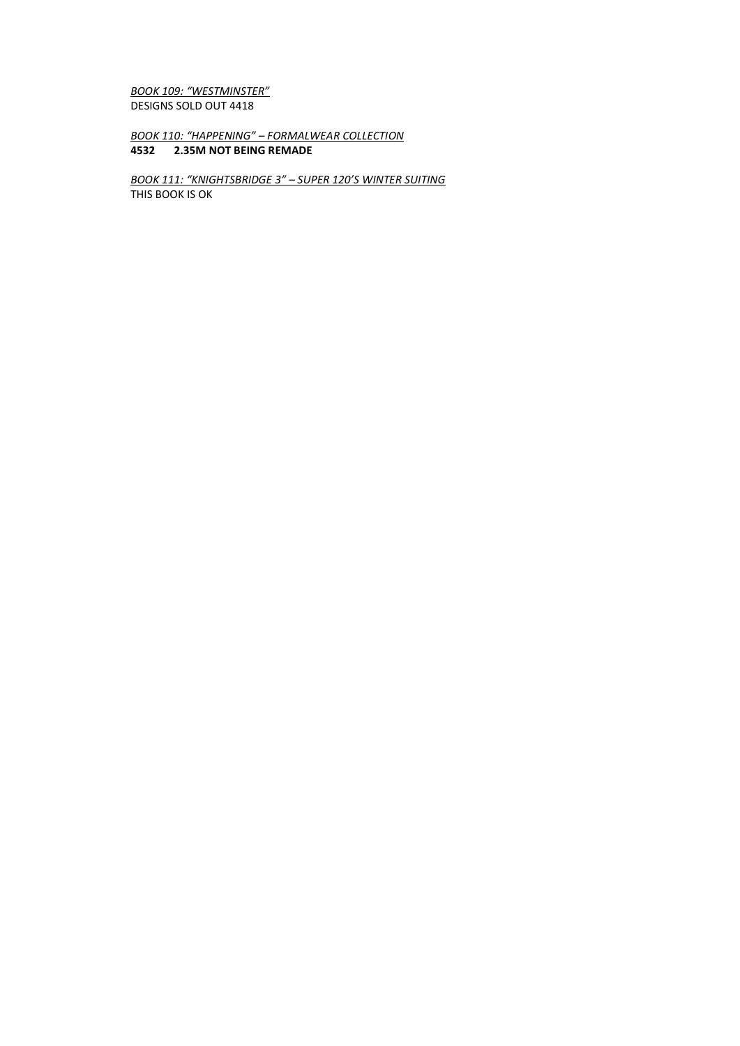*<u>BOOK 109: "WESTMINSTER"</u>*
DESIGNS SOLD OUT 4418

*<u>BOOK 110: "HAPPENING" – FORMALWEAR COLLECTION</u>*
**4532 2.35M NOT BEING REMADE**

*<u>BOOK 111: "KNIGHTSBRIDGE 3" – SUPER 120'S WINTER SUITING</u>*
THIS BOOK IS OK